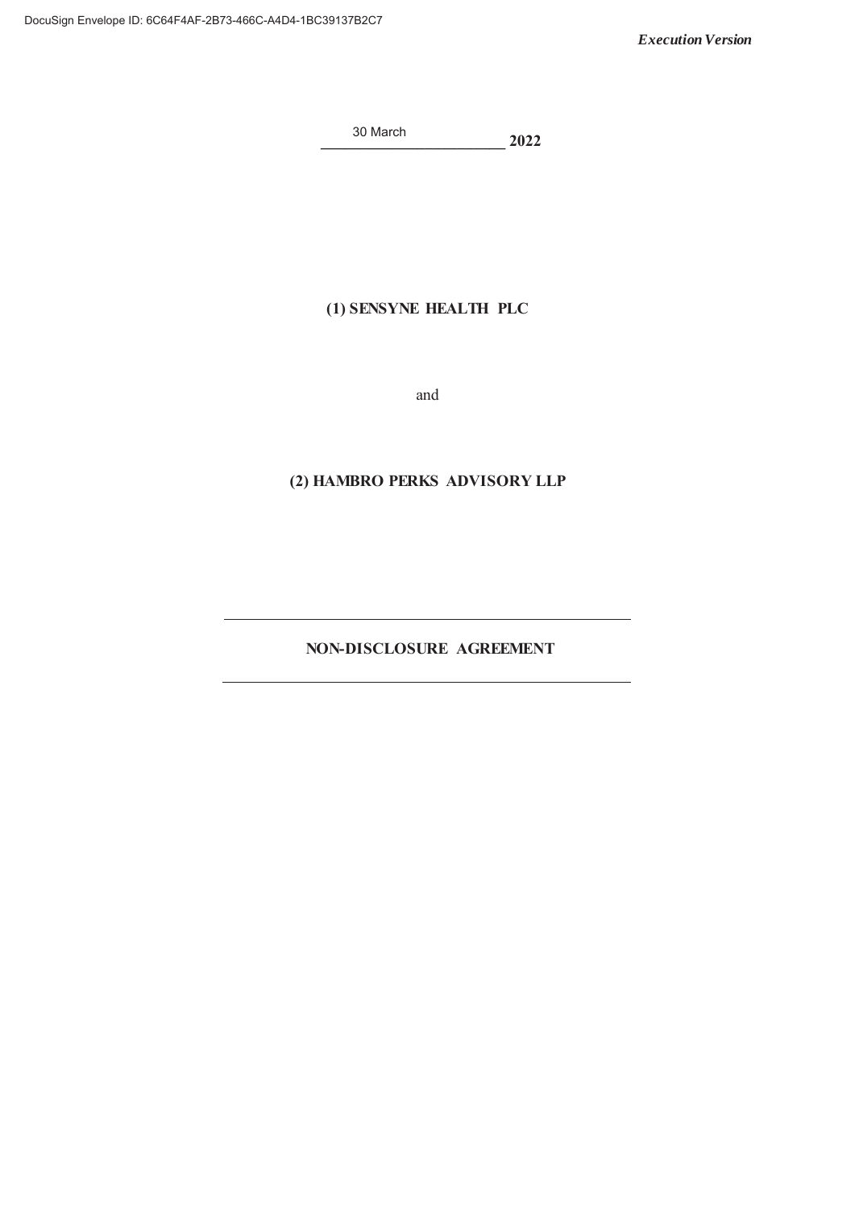DocuSign Envelope ID: 6C64F4AF-2B73-466C-A4D4-1BC39137B2C7

*Execution Version*

30 March **2022**

**(1) SENSYNE HEALTH PLC**

and

**(2) HAMBRO PERKS ADVISORY LLP**

---

**NON-DISCLOSURE AGREEMENT**

---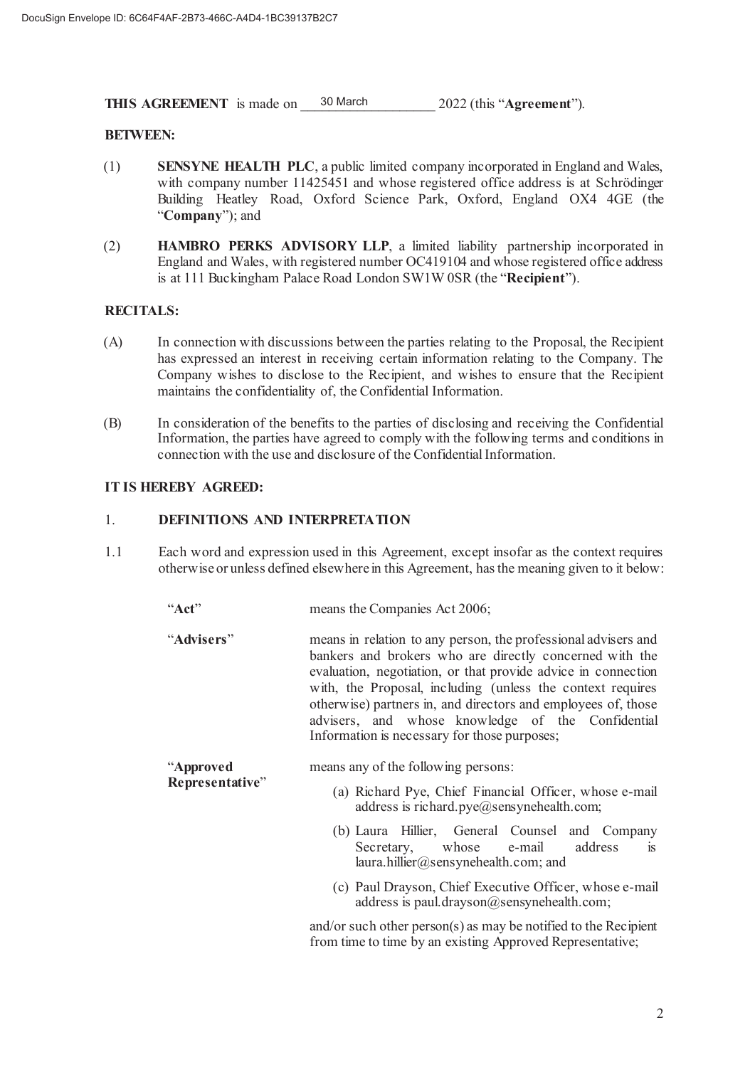**THIS AGREEMENT** is made on 30 March 2022 (this "**Agreement**").

**BETWEEN:**

(1) **SENSYNE HEALTH PLC**, a public limited company incorporated in England and Wales, with company number 11425451 and whose registered office address is at Schrödinger Building Heatley Road, Oxford Science Park, Oxford, England OX4 4GE (the "**Company**"); and

(2) **HAMBRO PERKS ADVISORY LLP**, a limited liability partnership incorporated in England and Wales, with registered number OC419104 and whose registered office address is at 111 Buckingham Palace Road London SW1W 0SR (the "**Recipient**").

**RECITALS:**

(A) In connection with discussions between the parties relating to the Proposal, the Recipient has expressed an interest in receiving certain information relating to the Company. The Company wishes to disclose to the Recipient, and wishes to ensure that the Recipient maintains the confidentiality of, the Confidential Information.

(B) In consideration of the benefits to the parties of disclosing and receiving the Confidential Information, the parties have agreed to comply with the following terms and conditions in connection with the use and disclosure of the Confidential Information.

**IT IS HEREBY AGREED:**

## 1. DEFINITIONS AND INTERPRETATION

1.1 Each word and expression used in this Agreement, except insofar as the context requires otherwise or unless defined elsewhere in this Agreement, has the meaning given to it below:

"**Act**" means the Companies Act 2006;

"**Advisers**" means in relation to any person, the professional advisers and bankers and brokers who are directly concerned with the evaluation, negotiation, or that provide advice in connection with, the Proposal, including (unless the context requires otherwise) partners in, and directors and employees of, those advisers, and whose knowledge of the Confidential Information is necessary for those purposes;

"**Approved Representative**" means any of the following persons:

(a) Richard Pye, Chief Financial Officer, whose e-mail address is richard.pye@sensynehealth.com;

(b) Laura Hillier, General Counsel and Company Secretary, whose e-mail address is laura.hillier@sensynehealth.com; and

(c) Paul Drayson, Chief Executive Officer, whose e-mail address is paul.drayson@sensynehealth.com;

and/or such other person(s) as may be notified to the Recipient from time to time by an existing Approved Representative;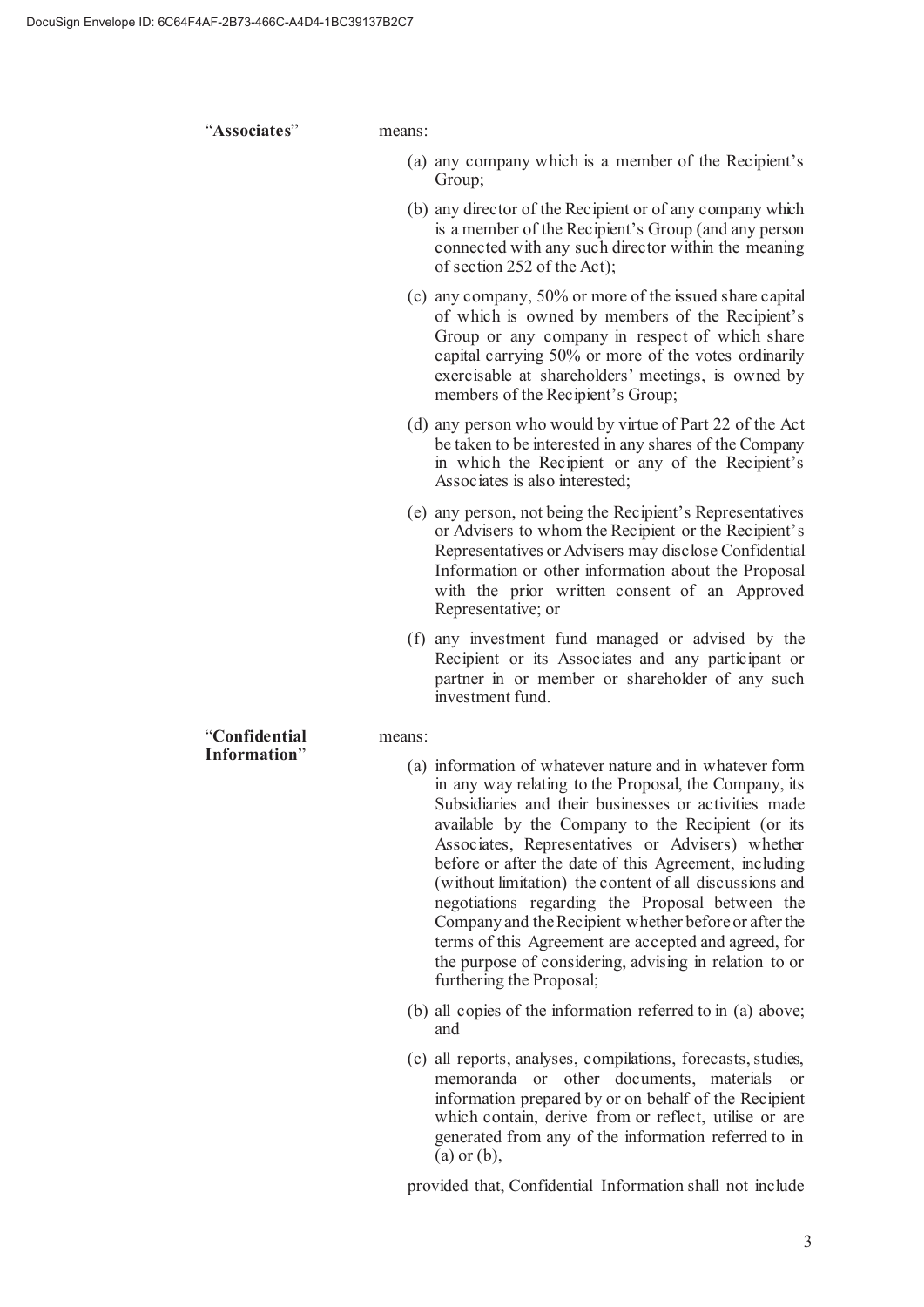"**Associates**" means:

(a) any company which is a member of the Recipient's Group;

(b) any director of the Recipient or of any company which is a member of the Recipient's Group (and any person connected with any such director within the meaning of section 252 of the Act);

(c) any company, 50% or more of the issued share capital of which is owned by members of the Recipient's Group or any company in respect of which share capital carrying 50% or more of the votes ordinarily exercisable at shareholders' meetings, is owned by members of the Recipient's Group;

(d) any person who would by virtue of Part 22 of the Act be taken to be interested in any shares of the Company in which the Recipient or any of the Recipient's Associates is also interested;

(e) any person, not being the Recipient's Representatives or Advisers to whom the Recipient or the Recipient's Representatives or Advisers may disclose Confidential Information or other information about the Proposal with the prior written consent of an Approved Representative; or

(f) any investment fund managed or advised by the Recipient or its Associates and any participant or partner in or member or shareholder of any such investment fund.

"**Confidential Information**" means:

(a) information of whatever nature and in whatever form in any way relating to the Proposal, the Company, its Subsidiaries and their businesses or activities made available by the Company to the Recipient (or its Associates, Representatives or Advisers) whether before or after the date of this Agreement, including (without limitation) the content of all discussions and negotiations regarding the Proposal between the Company and the Recipient whether before or after the terms of this Agreement are accepted and agreed, for the purpose of considering, advising in relation to or furthering the Proposal;

(b) all copies of the information referred to in (a) above; and

(c) all reports, analyses, compilations, forecasts, studies, memoranda or other documents, materials or information prepared by or on behalf of the Recipient which contain, derive from or reflect, utilise or are generated from any of the information referred to in (a) or (b),

provided that, Confidential Information shall not include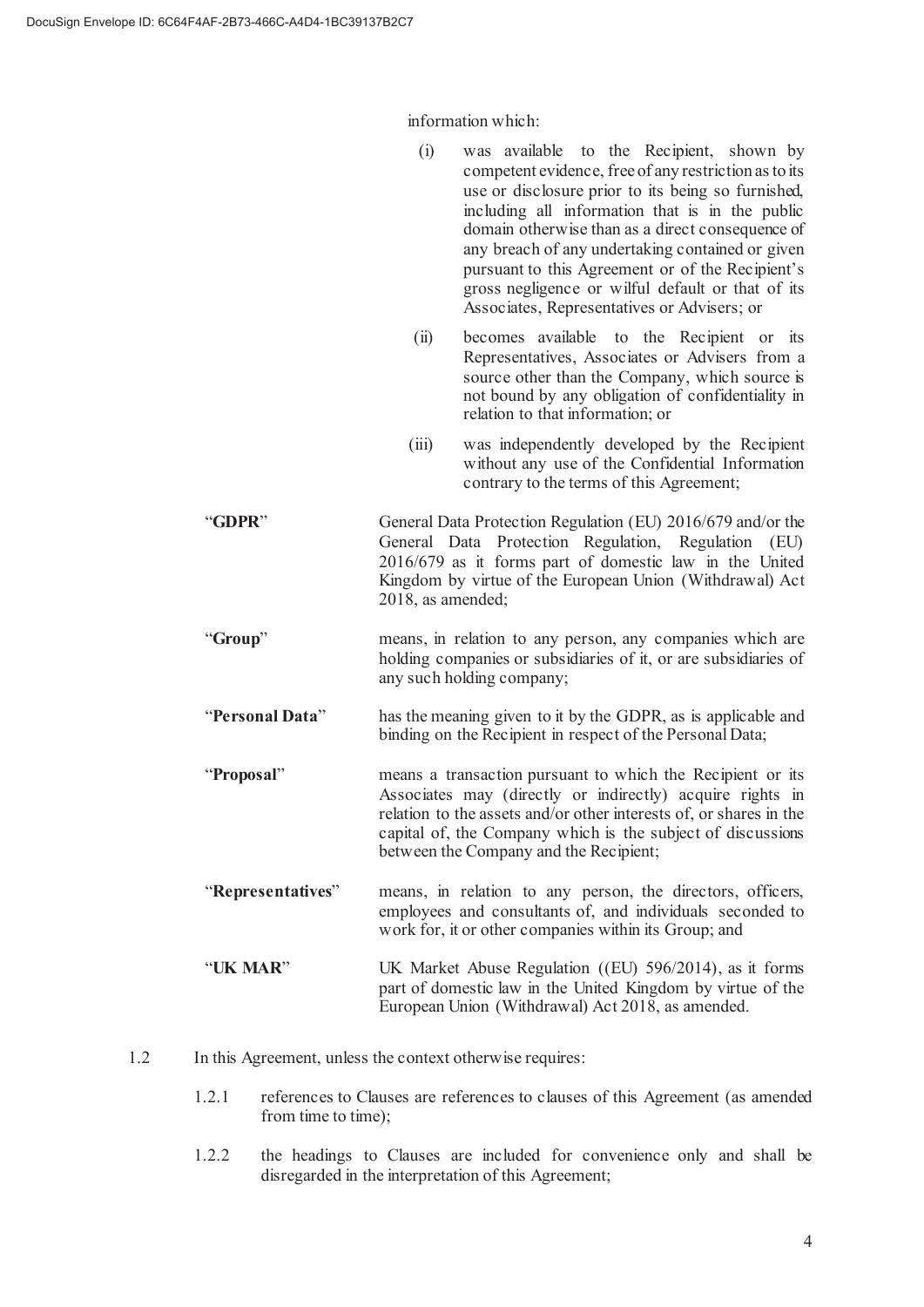information which:

(i) was available to the Recipient, shown by competent evidence, free of any restriction as to its use or disclosure prior to its being so furnished, including all information that is in the public domain otherwise than as a direct consequence of any breach of any undertaking contained or given pursuant to this Agreement or of the Recipient's gross negligence or wilful default or that of its Associates, Representatives or Advisers; or

(ii) becomes available to the Recipient or its Representatives, Associates or Advisers from a source other than the Company, which source is not bound by any obligation of confidentiality in relation to that information; or

(iii) was independently developed by the Recipient without any use of the Confidential Information contrary to the terms of this Agreement;

"**GDPR**" General Data Protection Regulation (EU) 2016/679 and/or the General Data Protection Regulation, Regulation (EU) 2016/679 as it forms part of domestic law in the United Kingdom by virtue of the European Union (Withdrawal) Act 2018, as amended;

"**Group**" means, in relation to any person, any companies which are holding companies or subsidiaries of it, or are subsidiaries of any such holding company;

"**Personal Data**" has the meaning given to it by the GDPR, as is applicable and binding on the Recipient in respect of the Personal Data;

"**Proposal**" means a transaction pursuant to which the Recipient or its Associates may (directly or indirectly) acquire rights in relation to the assets and/or other interests of, or shares in the capital of, the Company which is the subject of discussions between the Company and the Recipient;

"**Representatives**" means, in relation to any person, the directors, officers, employees and consultants of, and individuals seconded to work for, it or other companies within its Group; and

"**UK MAR**" UK Market Abuse Regulation ((EU) 596/2014), as it forms part of domestic law in the United Kingdom by virtue of the European Union (Withdrawal) Act 2018, as amended.

1.2 In this Agreement, unless the context otherwise requires:

1.2.1 references to Clauses are references to clauses of this Agreement (as amended from time to time);

1.2.2 the headings to Clauses are included for convenience only and shall be disregarded in the interpretation of this Agreement;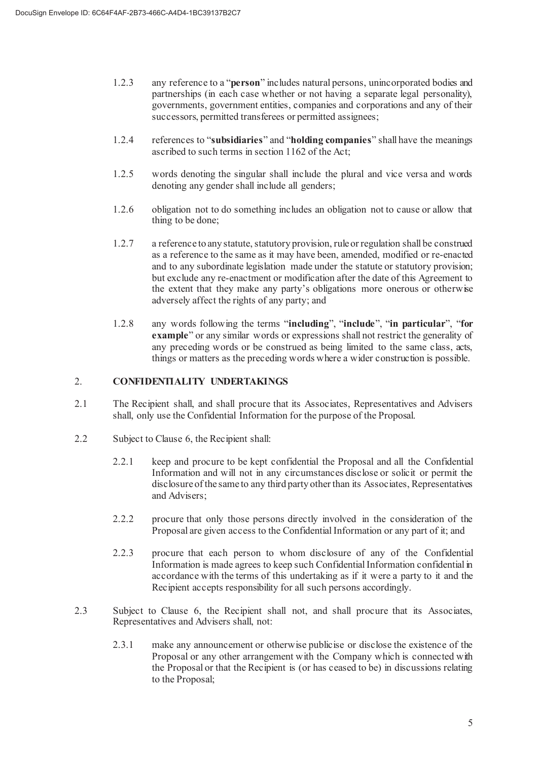1.2.3 any reference to a "**person**" includes natural persons, unincorporated bodies and partnerships (in each case whether or not having a separate legal personality), governments, government entities, companies and corporations and any of their successors, permitted transferees or permitted assignees;

1.2.4 references to "**subsidiaries**" and "**holding companies**" shall have the meanings ascribed to such terms in section 1162 of the Act;

1.2.5 words denoting the singular shall include the plural and vice versa and words denoting any gender shall include all genders;

1.2.6 obligation not to do something includes an obligation not to cause or allow that thing to be done;

1.2.7 a reference to any statute, statutory provision, rule or regulation shall be construed as a reference to the same as it may have been, amended, modified or re-enacted and to any subordinate legislation made under the statute or statutory provision; but exclude any re-enactment or modification after the date of this Agreement to the extent that they make any party's obligations more onerous or otherwise adversely affect the rights of any party; and

1.2.8 any words following the terms "**including**", "**include**", "**in particular**", "**for example**" or any similar words or expressions shall not restrict the generality of any preceding words or be construed as being limited to the same class, acts, things or matters as the preceding words where a wider construction is possible.

## 2. CONFIDENTIALITY UNDERTAKINGS

2.1 The Recipient shall, and shall procure that its Associates, Representatives and Advisers shall, only use the Confidential Information for the purpose of the Proposal.

2.2 Subject to Clause 6, the Recipient shall:

2.2.1 keep and procure to be kept confidential the Proposal and all the Confidential Information and will not in any circumstances disclose or solicit or permit the disclosure of the same to any third party other than its Associates, Representatives and Advisers;

2.2.2 procure that only those persons directly involved in the consideration of the Proposal are given access to the Confidential Information or any part of it; and

2.2.3 procure that each person to whom disclosure of any of the Confidential Information is made agrees to keep such Confidential Information confidential in accordance with the terms of this undertaking as if it were a party to it and the Recipient accepts responsibility for all such persons accordingly.

2.3 Subject to Clause 6, the Recipient shall not, and shall procure that its Associates, Representatives and Advisers shall, not:

2.3.1 make any announcement or otherwise publicise or disclose the existence of the Proposal or any other arrangement with the Company which is connected with the Proposal or that the Recipient is (or has ceased to be) in discussions relating to the Proposal;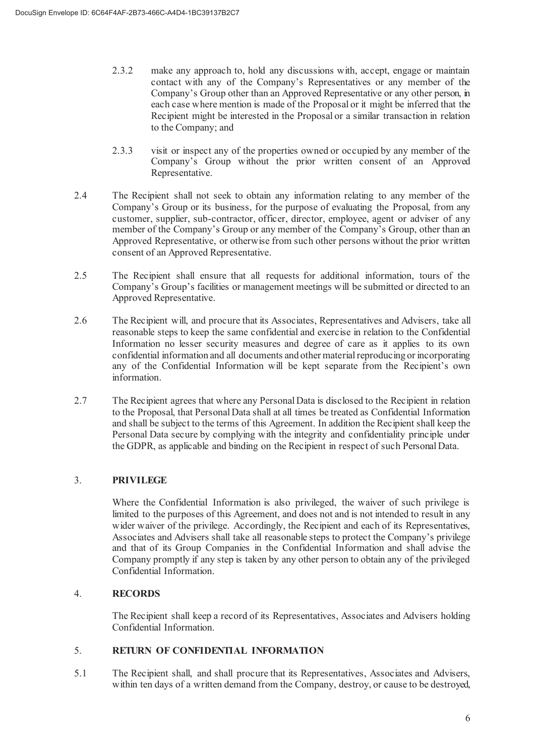2.3.2 make any approach to, hold any discussions with, accept, engage or maintain contact with any of the Company's Representatives or any member of the Company's Group other than an Approved Representative or any other person, in each case where mention is made of the Proposal or it might be inferred that the Recipient might be interested in the Proposal or a similar transaction in relation to the Company; and

2.3.3 visit or inspect any of the properties owned or occupied by any member of the Company's Group without the prior written consent of an Approved Representative.

2.4 The Recipient shall not seek to obtain any information relating to any member of the Company's Group or its business, for the purpose of evaluating the Proposal, from any customer, supplier, sub-contractor, officer, director, employee, agent or adviser of any member of the Company's Group or any member of the Company's Group, other than an Approved Representative, or otherwise from such other persons without the prior written consent of an Approved Representative.

2.5 The Recipient shall ensure that all requests for additional information, tours of the Company's Group's facilities or management meetings will be submitted or directed to an Approved Representative.

2.6 The Recipient will, and procure that its Associates, Representatives and Advisers, take all reasonable steps to keep the same confidential and exercise in relation to the Confidential Information no lesser security measures and degree of care as it applies to its own confidential information and all documents and other material reproducing or incorporating any of the Confidential Information will be kept separate from the Recipient's own information.

2.7 The Recipient agrees that where any Personal Data is disclosed to the Recipient in relation to the Proposal, that Personal Data shall at all times be treated as Confidential Information and shall be subject to the terms of this Agreement. In addition the Recipient shall keep the Personal Data secure by complying with the integrity and confidentiality principle under the GDPR, as applicable and binding on the Recipient in respect of such Personal Data.

## 3. PRIVILEGE

Where the Confidential Information is also privileged, the waiver of such privilege is limited to the purposes of this Agreement, and does not and is not intended to result in any wider waiver of the privilege. Accordingly, the Recipient and each of its Representatives, Associates and Advisers shall take all reasonable steps to protect the Company's privilege and that of its Group Companies in the Confidential Information and shall advise the Company promptly if any step is taken by any other person to obtain any of the privileged Confidential Information.

## 4. RECORDS

The Recipient shall keep a record of its Representatives, Associates and Advisers holding Confidential Information.

## 5. RETURN OF CONFIDENTIAL INFORMATION

5.1 The Recipient shall, and shall procure that its Representatives, Associates and Advisers, within ten days of a written demand from the Company, destroy, or cause to be destroyed,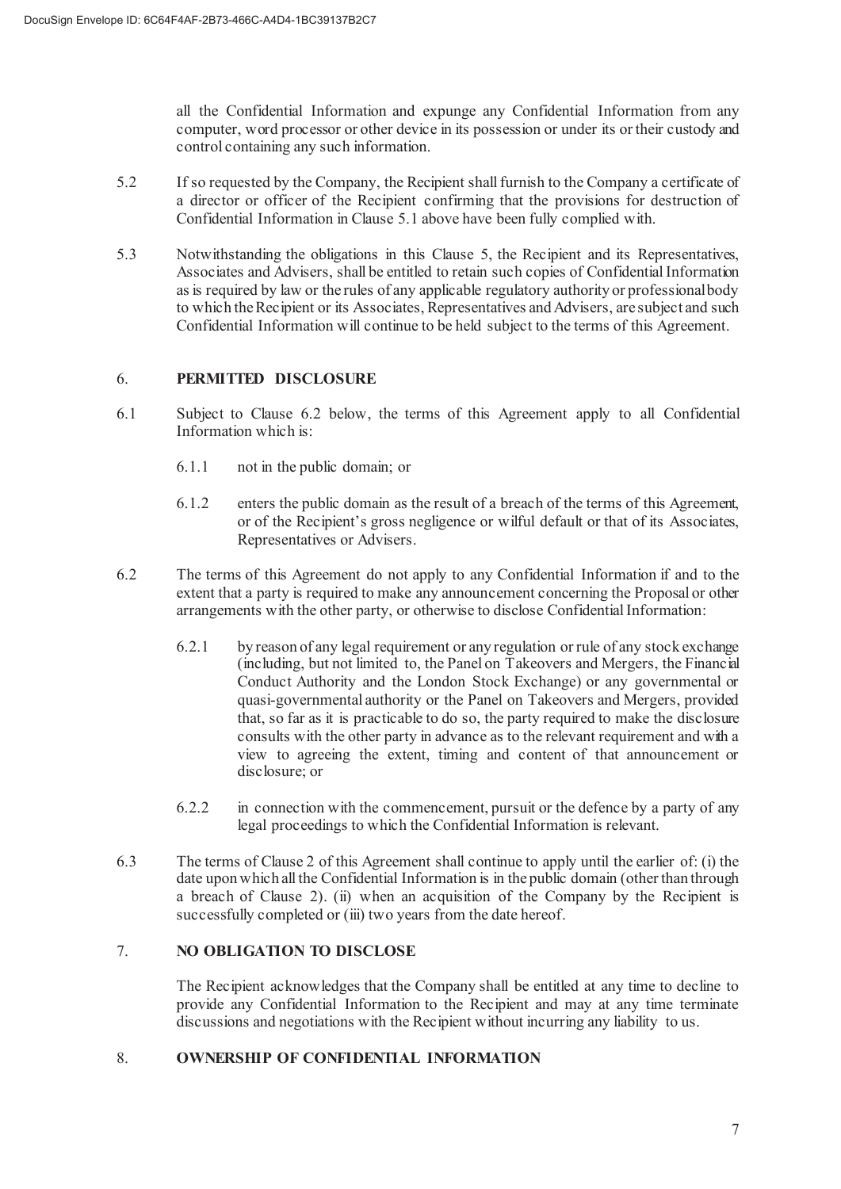all the Confidential Information and expunge any Confidential Information from any computer, word processor or other device in its possession or under its or their custody and control containing any such information.

5.2 If so requested by the Company, the Recipient shall furnish to the Company a certificate of a director or officer of the Recipient confirming that the provisions for destruction of Confidential Information in Clause 5.1 above have been fully complied with.

5.3 Notwithstanding the obligations in this Clause 5, the Recipient and its Representatives, Associates and Advisers, shall be entitled to retain such copies of Confidential Information as is required by law or the rules of any applicable regulatory authority or professional body to which the Recipient or its Associates, Representatives and Advisers, are subject and such Confidential Information will continue to be held subject to the terms of this Agreement.

## 6. PERMITTED DISCLOSURE

6.1 Subject to Clause 6.2 below, the terms of this Agreement apply to all Confidential Information which is:

6.1.1 not in the public domain; or

6.1.2 enters the public domain as the result of a breach of the terms of this Agreement, or of the Recipient's gross negligence or wilful default or that of its Associates, Representatives or Advisers.

6.2 The terms of this Agreement do not apply to any Confidential Information if and to the extent that a party is required to make any announcement concerning the Proposal or other arrangements with the other party, or otherwise to disclose Confidential Information:

6.2.1 by reason of any legal requirement or any regulation or rule of any stock exchange (including, but not limited to, the Panel on Takeovers and Mergers, the Financial Conduct Authority and the London Stock Exchange) or any governmental or quasi-governmental authority or the Panel on Takeovers and Mergers, provided that, so far as it is practicable to do so, the party required to make the disclosure consults with the other party in advance as to the relevant requirement and with a view to agreeing the extent, timing and content of that announcement or disclosure; or

6.2.2 in connection with the commencement, pursuit or the defence by a party of any legal proceedings to which the Confidential Information is relevant.

6.3 The terms of Clause 2 of this Agreement shall continue to apply until the earlier of: (i) the date upon which all the Confidential Information is in the public domain (other than through a breach of Clause 2). (ii) when an acquisition of the Company by the Recipient is successfully completed or (iii) two years from the date hereof.

## 7. NO OBLIGATION TO DISCLOSE

The Recipient acknowledges that the Company shall be entitled at any time to decline to provide any Confidential Information to the Recipient and may at any time terminate discussions and negotiations with the Recipient without incurring any liability to us.

## 8. OWNERSHIP OF CONFIDENTIAL INFORMATION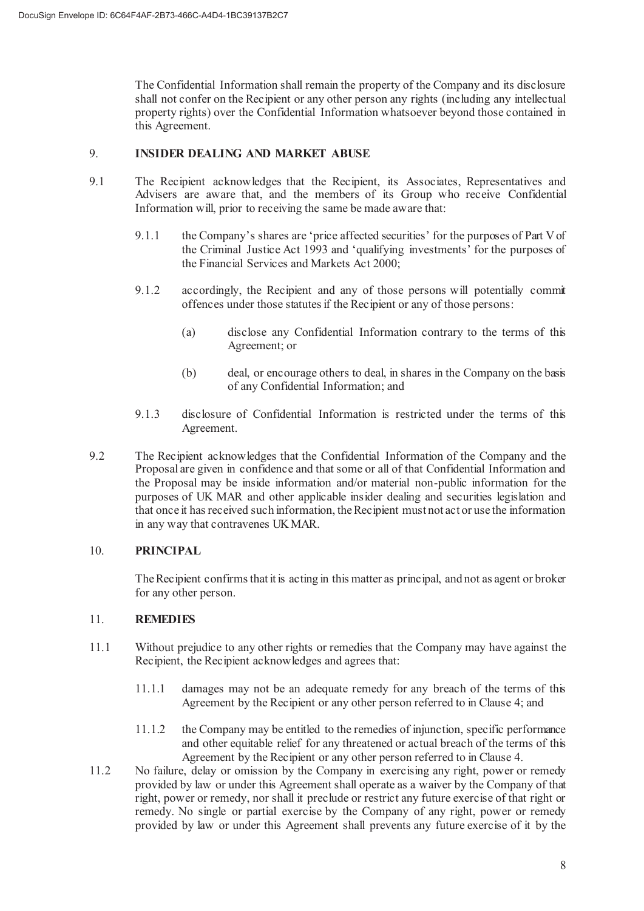The Confidential Information shall remain the property of the Company and its disclosure shall not confer on the Recipient or any other person any rights (including any intellectual property rights) over the Confidential Information whatsoever beyond those contained in this Agreement.

## 9. INSIDER DEALING AND MARKET ABUSE

9.1 The Recipient acknowledges that the Recipient, its Associates, Representatives and Advisers are aware that, and the members of its Group who receive Confidential Information will, prior to receiving the same be made aware that:

9.1.1 the Company's shares are 'price affected securities' for the purposes of Part V of the Criminal Justice Act 1993 and 'qualifying investments' for the purposes of the Financial Services and Markets Act 2000;

9.1.2 accordingly, the Recipient and any of those persons will potentially commit offences under those statutes if the Recipient or any of those persons:

(a) disclose any Confidential Information contrary to the terms of this Agreement; or

(b) deal, or encourage others to deal, in shares in the Company on the basis of any Confidential Information; and

9.1.3 disclosure of Confidential Information is restricted under the terms of this Agreement.

9.2 The Recipient acknowledges that the Confidential Information of the Company and the Proposal are given in confidence and that some or all of that Confidential Information and the Proposal may be inside information and/or material non-public information for the purposes of UK MAR and other applicable insider dealing and securities legislation and that once it has received such information, the Recipient must not act or use the information in any way that contravenes UK MAR.

## 10. PRINCIPAL

The Recipient confirms that it is acting in this matter as principal, and not as agent or broker for any other person.

## 11. REMEDIES

11.1 Without prejudice to any other rights or remedies that the Company may have against the Recipient, the Recipient acknowledges and agrees that:

11.1.1 damages may not be an adequate remedy for any breach of the terms of this Agreement by the Recipient or any other person referred to in Clause 4; and

11.1.2 the Company may be entitled to the remedies of injunction, specific performance and other equitable relief for any threatened or actual breach of the terms of this Agreement by the Recipient or any other person referred to in Clause 4.

11.2 No failure, delay or omission by the Company in exercising any right, power or remedy provided by law or under this Agreement shall operate as a waiver by the Company of that right, power or remedy, nor shall it preclude or restrict any future exercise of that right or remedy. No single or partial exercise by the Company of any right, power or remedy provided by law or under this Agreement shall prevents any future exercise of it by the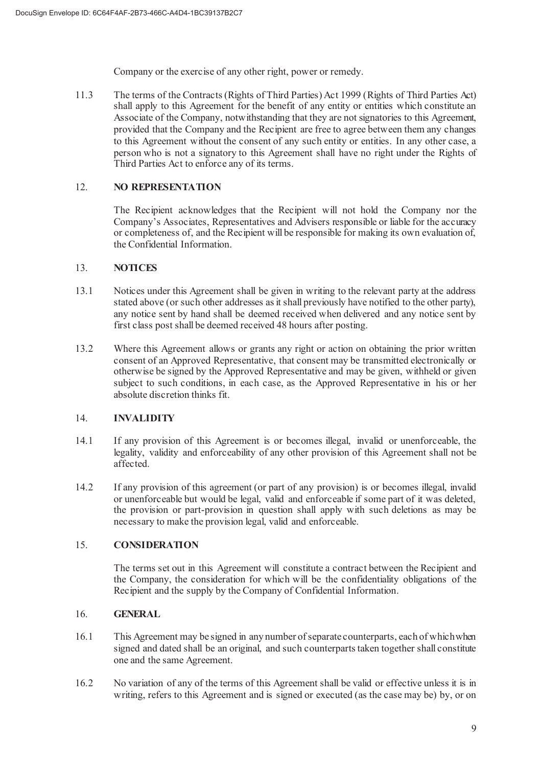Company or the exercise of any other right, power or remedy.

11.3 The terms of the Contracts (Rights of Third Parties) Act 1999 (Rights of Third Parties Act) shall apply to this Agreement for the benefit of any entity or entities which constitute an Associate of the Company, notwithstanding that they are not signatories to this Agreement, provided that the Company and the Recipient are free to agree between them any changes to this Agreement without the consent of any such entity or entities. In any other case, a person who is not a signatory to this Agreement shall have no right under the Rights of Third Parties Act to enforce any of its terms.

## 12. NO REPRESENTATION

The Recipient acknowledges that the Recipient will not hold the Company nor the Company's Associates, Representatives and Advisers responsible or liable for the accuracy or completeness of, and the Recipient will be responsible for making its own evaluation of, the Confidential Information.

## 13. NOTICES

13.1 Notices under this Agreement shall be given in writing to the relevant party at the address stated above (or such other addresses as it shall previously have notified to the other party), any notice sent by hand shall be deemed received when delivered and any notice sent by first class post shall be deemed received 48 hours after posting.

13.2 Where this Agreement allows or grants any right or action on obtaining the prior written consent of an Approved Representative, that consent may be transmitted electronically or otherwise be signed by the Approved Representative and may be given, withheld or given subject to such conditions, in each case, as the Approved Representative in his or her absolute discretion thinks fit.

## 14. INVALIDITY

14.1 If any provision of this Agreement is or becomes illegal, invalid or unenforceable, the legality, validity and enforceability of any other provision of this Agreement shall not be affected.

14.2 If any provision of this agreement (or part of any provision) is or becomes illegal, invalid or unenforceable but would be legal, valid and enforceable if some part of it was deleted, the provision or part-provision in question shall apply with such deletions as may be necessary to make the provision legal, valid and enforceable.

## 15. CONSIDERATION

The terms set out in this Agreement will constitute a contract between the Recipient and the Company, the consideration for which will be the confidentiality obligations of the Recipient and the supply by the Company of Confidential Information.

## 16. GENERAL

16.1 This Agreement may be signed in any number of separate counterparts, each of which when signed and dated shall be an original, and such counterparts taken together shall constitute one and the same Agreement.

16.2 No variation of any of the terms of this Agreement shall be valid or effective unless it is in writing, refers to this Agreement and is signed or executed (as the case may be) by, or on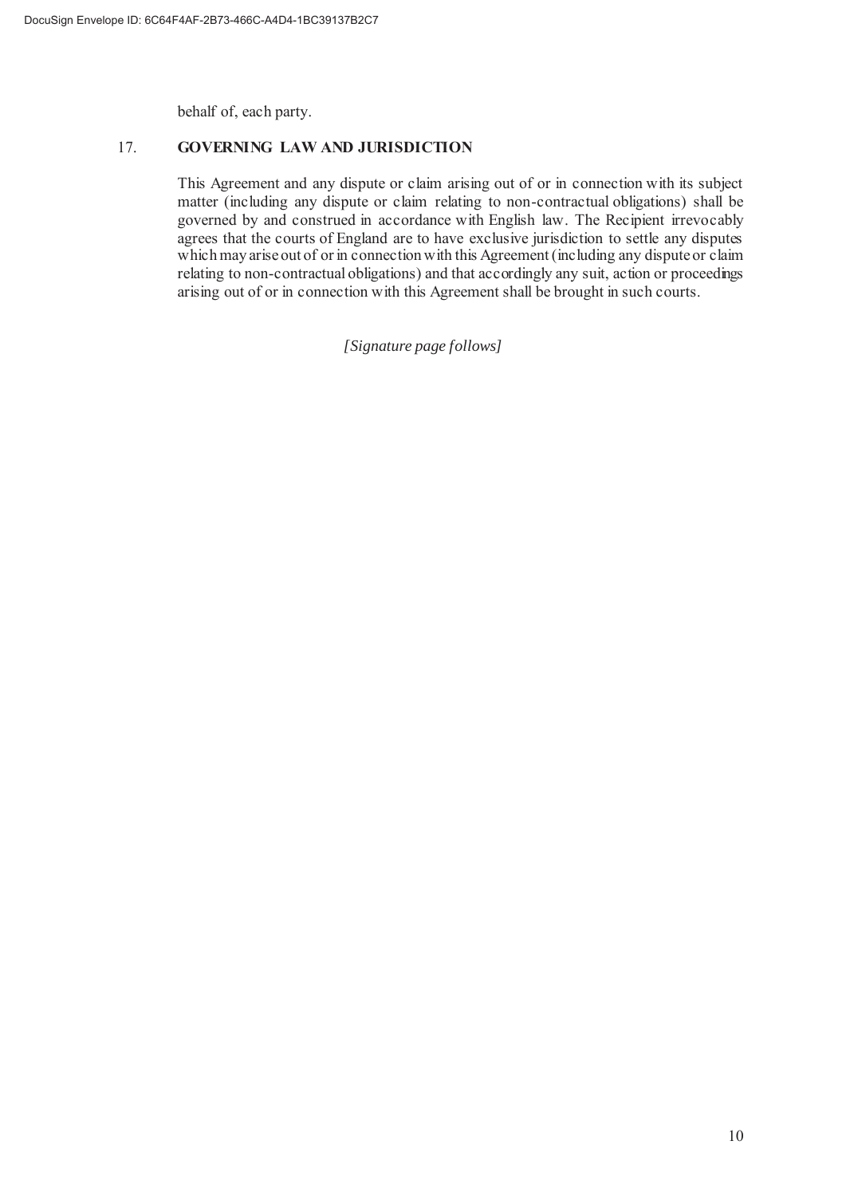behalf of, each party.

## 17. GOVERNING LAW AND JURISDICTION

This Agreement and any dispute or claim arising out of or in connection with its subject matter (including any dispute or claim relating to non-contractual obligations) shall be governed by and construed in accordance with English law. The Recipient irrevocably agrees that the courts of England are to have exclusive jurisdiction to settle any disputes which may arise out of or in connection with this Agreement (including any dispute or claim relating to non-contractual obligations) and that accordingly any suit, action or proceedings arising out of or in connection with this Agreement shall be brought in such courts.

*[Signature page follows]*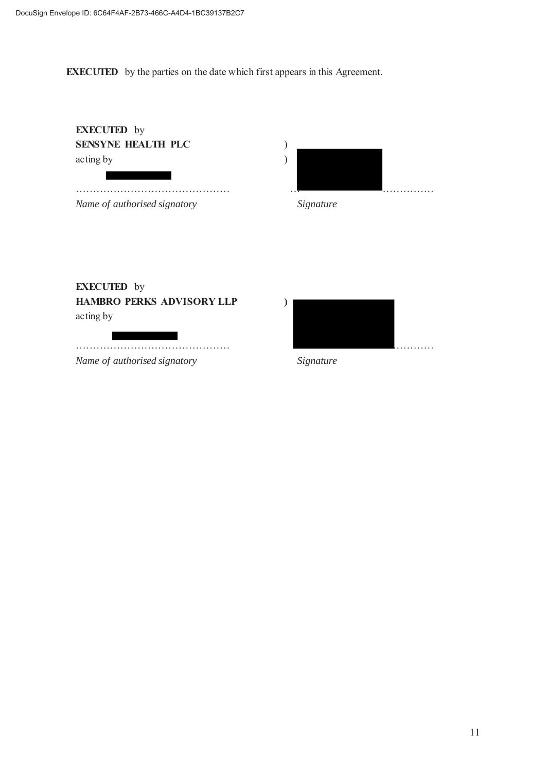**EXECUTED** by the parties on the date which first appears in this Agreement.

**EXECUTED** by
**SENSYNE HEALTH PLC** )
acting by )

……………………………………… ………………………………

*Name of authorised signatory* *Signature*

**EXECUTED** by
**HAMBRO PERKS ADVISORY LLP** )
acting by

……………………………………… ………………………………

*Name of authorised signatory* *Signature*